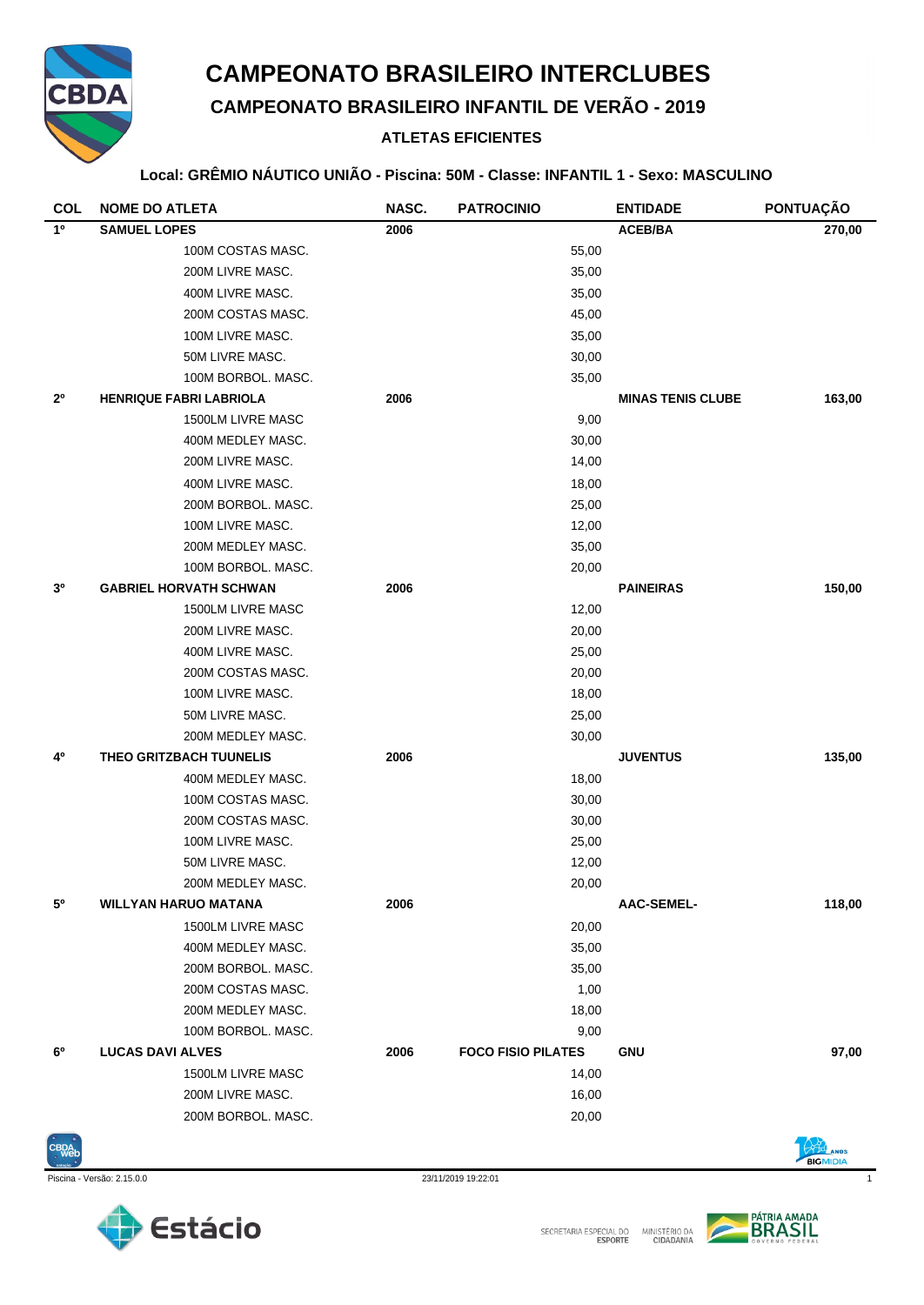# CAMPEONATO BRASILEIRO INTERCLUBES

## CAMPEONATO BRASILEIRO INFANTIL DE VERÃO - 2019

### ATLETAS EFICIENTES

**Local: GRÊMIO NÁUTICO UNIÃO - Piscina: 50M - Classe: INFANTIL 1 - Sexo: MASCULINO**

| COL | NOME DO ATLETA | NASC. | PATROCINIO | ENTIDADE | PONTUAÇÃO |
|---|---|---|---|---|---|
| **1º** | **SAMUEL LOPES** | **2006** | | **ACEB/BA** | **270,00** |
| | 100M COSTAS MASC. | | 55,00 | | |
| | 200M LIVRE MASC. | | 35,00 | | |
| | 400M LIVRE MASC. | | 35,00 | | |
| | 200M COSTAS MASC. | | 45,00 | | |
| | 100M LIVRE MASC. | | 35,00 | | |
| | 50M LIVRE MASC. | | 30,00 | | |
| | 100M BORBOL. MASC. | | 35,00 | | |
| **2º** | **HENRIQUE FABRI LABRIOLA** | **2006** | | **MINAS TENIS CLUBE** | **163,00** |
| | 1500LM LIVRE MASC | | 9,00 | | |
| | 400M MEDLEY MASC. | | 30,00 | | |
| | 200M LIVRE MASC. | | 14,00 | | |
| | 400M LIVRE MASC. | | 18,00 | | |
| | 200M BORBOL. MASC. | | 25,00 | | |
| | 100M LIVRE MASC. | | 12,00 | | |
| | 200M MEDLEY MASC. | | 35,00 | | |
| | 100M BORBOL. MASC. | | 20,00 | | |
| **3º** | **GABRIEL HORVATH SCHWAN** | **2006** | | **PAINEIRAS** | **150,00** |
| | 1500LM LIVRE MASC | | 12,00 | | |
| | 200M LIVRE MASC. | | 20,00 | | |
| | 400M LIVRE MASC. | | 25,00 | | |
| | 200M COSTAS MASC. | | 20,00 | | |
| | 100M LIVRE MASC. | | 18,00 | | |
| | 50M LIVRE MASC. | | 25,00 | | |
| | 200M MEDLEY MASC. | | 30,00 | | |
| **4º** | **THEO GRITZBACH TUUNELIS** | **2006** | | **JUVENTUS** | **135,00** |
| | 400M MEDLEY MASC. | | 18,00 | | |
| | 100M COSTAS MASC. | | 30,00 | | |
| | 200M COSTAS MASC. | | 30,00 | | |
| | 100M LIVRE MASC. | | 25,00 | | |
| | 50M LIVRE MASC. | | 12,00 | | |
| | 200M MEDLEY MASC. | | 20,00 | | |
| **5º** | **WILLYAN HARUO MATANA** | **2006** | | **AAC-SEMEL-** | **118,00** |
| | 1500LM LIVRE MASC | | 20,00 | | |
| | 400M MEDLEY MASC. | | 35,00 | | |
| | 200M BORBOL. MASC. | | 35,00 | | |
| | 200M COSTAS MASC. | | 1,00 | | |
| | 200M MEDLEY MASC. | | 18,00 | | |
| | 100M BORBOL. MASC. | | 9,00 | | |
| **6º** | **LUCAS DAVI ALVES** | **2006** | **FOCO FISIO PILATES** | **GNU** | **97,00** |
| | 1500LM LIVRE MASC | | 14,00 | | |
| | 200M LIVRE MASC. | | 16,00 | | |
| | 200M BORBOL. MASC. | | 20,00 | | |

Piscina - Versão: 2.15.0.0 23/11/2019 19:22:01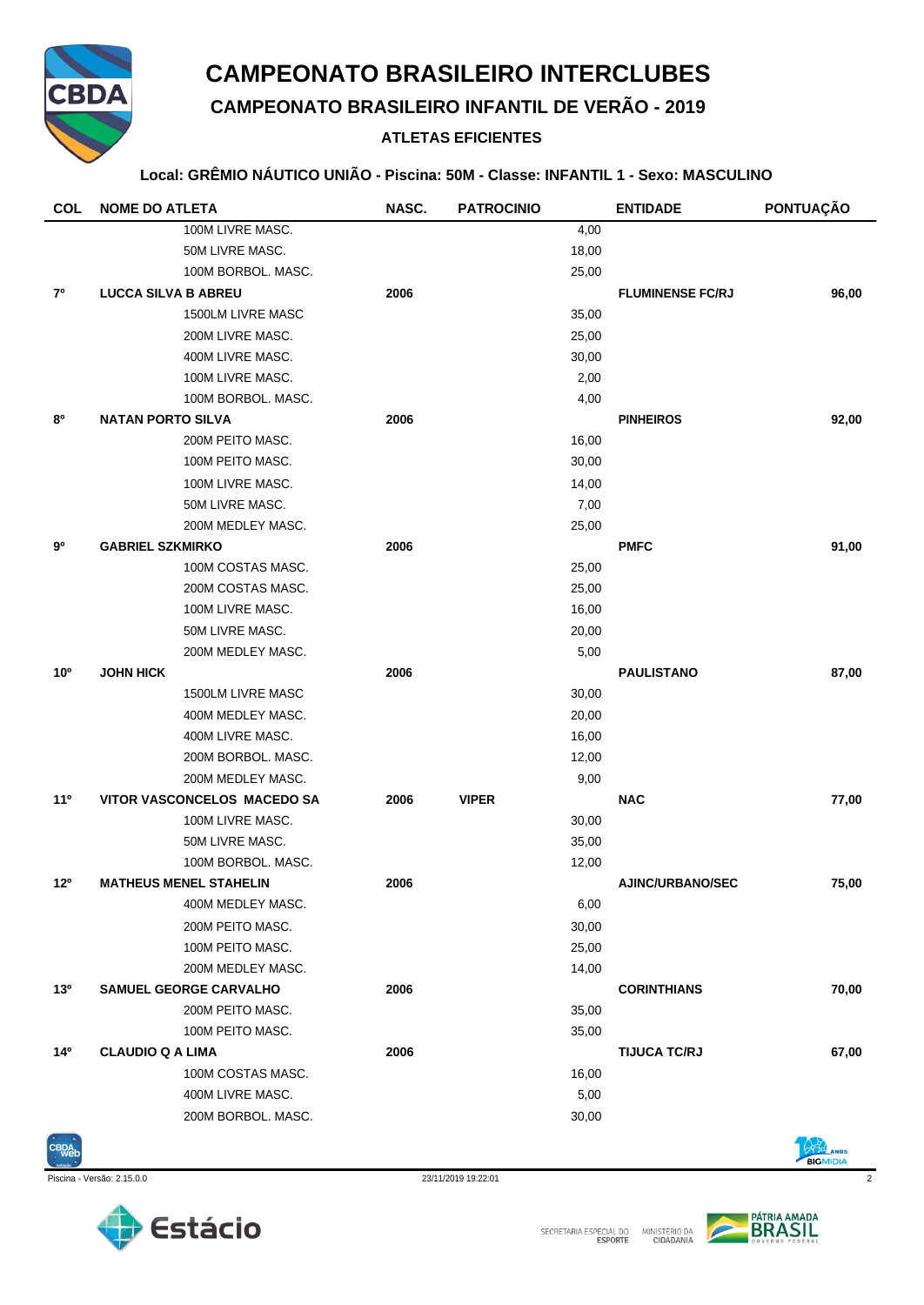# CAMPEONATO BRASILEIRO INTERCLUBES

## CAMPEONATO BRASILEIRO INFANTIL DE VERÃO - 2019

### ATLETAS EFICIENTES

**Local: GRÊMIO NÁUTICO UNIÃO - Piscina: 50M - Classe: INFANTIL 1 - Sexo: MASCULINO**

| COL | NOME DO ATLETA | NASC. | PATROCINIO | | ENTIDADE | PONTUAÇÃO |
|---|---|---|---|---|---|---|
| | 100M LIVRE MASC. | | | 4,00 | | |
| | 50M LIVRE MASC. | | | 18,00 | | |
| | 100M BORBOL. MASC. | | | 25,00 | | |
| **7º** | **LUCCA SILVA B ABREU** | **2006** | | | **FLUMINENSE FC/RJ** | **96,00** |
| | 1500LM LIVRE MASC | | | 35,00 | | |
| | 200M LIVRE MASC. | | | 25,00 | | |
| | 400M LIVRE MASC. | | | 30,00 | | |
| | 100M LIVRE MASC. | | | 2,00 | | |
| | 100M BORBOL. MASC. | | | 4,00 | | |
| **8º** | **NATAN PORTO SILVA** | **2006** | | | **PINHEIROS** | **92,00** |
| | 200M PEITO MASC. | | | 16,00 | | |
| | 100M PEITO MASC. | | | 30,00 | | |
| | 100M LIVRE MASC. | | | 14,00 | | |
| | 50M LIVRE MASC. | | | 7,00 | | |
| | 200M MEDLEY MASC. | | | 25,00 | | |
| **9º** | **GABRIEL SZKMIRKO** | **2006** | | | **PMFC** | **91,00** |
| | 100M COSTAS MASC. | | | 25,00 | | |
| | 200M COSTAS MASC. | | | 25,00 | | |
| | 100M LIVRE MASC. | | | 16,00 | | |
| | 50M LIVRE MASC. | | | 20,00 | | |
| | 200M MEDLEY MASC. | | | 5,00 | | |
| **10º** | **JOHN HICK** | **2006** | | | **PAULISTANO** | **87,00** |
| | 1500LM LIVRE MASC | | | 30,00 | | |
| | 400M MEDLEY MASC. | | | 20,00 | | |
| | 400M LIVRE MASC. | | | 16,00 | | |
| | 200M BORBOL. MASC. | | | 12,00 | | |
| | 200M MEDLEY MASC. | | | 9,00 | | |
| **11º** | **VITOR VASCONCELOS MACEDO SA** | **2006** | **VIPER** | | **NAC** | **77,00** |
| | 100M LIVRE MASC. | | | 30,00 | | |
| | 50M LIVRE MASC. | | | 35,00 | | |
| | 100M BORBOL. MASC. | | | 12,00 | | |
| **12º** | **MATHEUS MENEL STAHELIN** | **2006** | | | **AJINC/URBANO/SEC** | **75,00** |
| | 400M MEDLEY MASC. | | | 6,00 | | |
| | 200M PEITO MASC. | | | 30,00 | | |
| | 100M PEITO MASC. | | | 25,00 | | |
| | 200M MEDLEY MASC. | | | 14,00 | | |
| **13º** | **SAMUEL GEORGE CARVALHO** | **2006** | | | **CORINTHIANS** | **70,00** |
| | 200M PEITO MASC. | | | 35,00 | | |
| | 100M PEITO MASC. | | | 35,00 | | |
| **14º** | **CLAUDIO Q A LIMA** | **2006** | | | **TIJUCA TC/RJ** | **67,00** |
| | 100M COSTAS MASC. | | | 16,00 | | |
| | 400M LIVRE MASC. | | | 5,00 | | |
| | 200M BORBOL. MASC. | | | 30,00 | | |

Piscina - Versão: 2.15.0.0 — 23/11/2019 19:22:01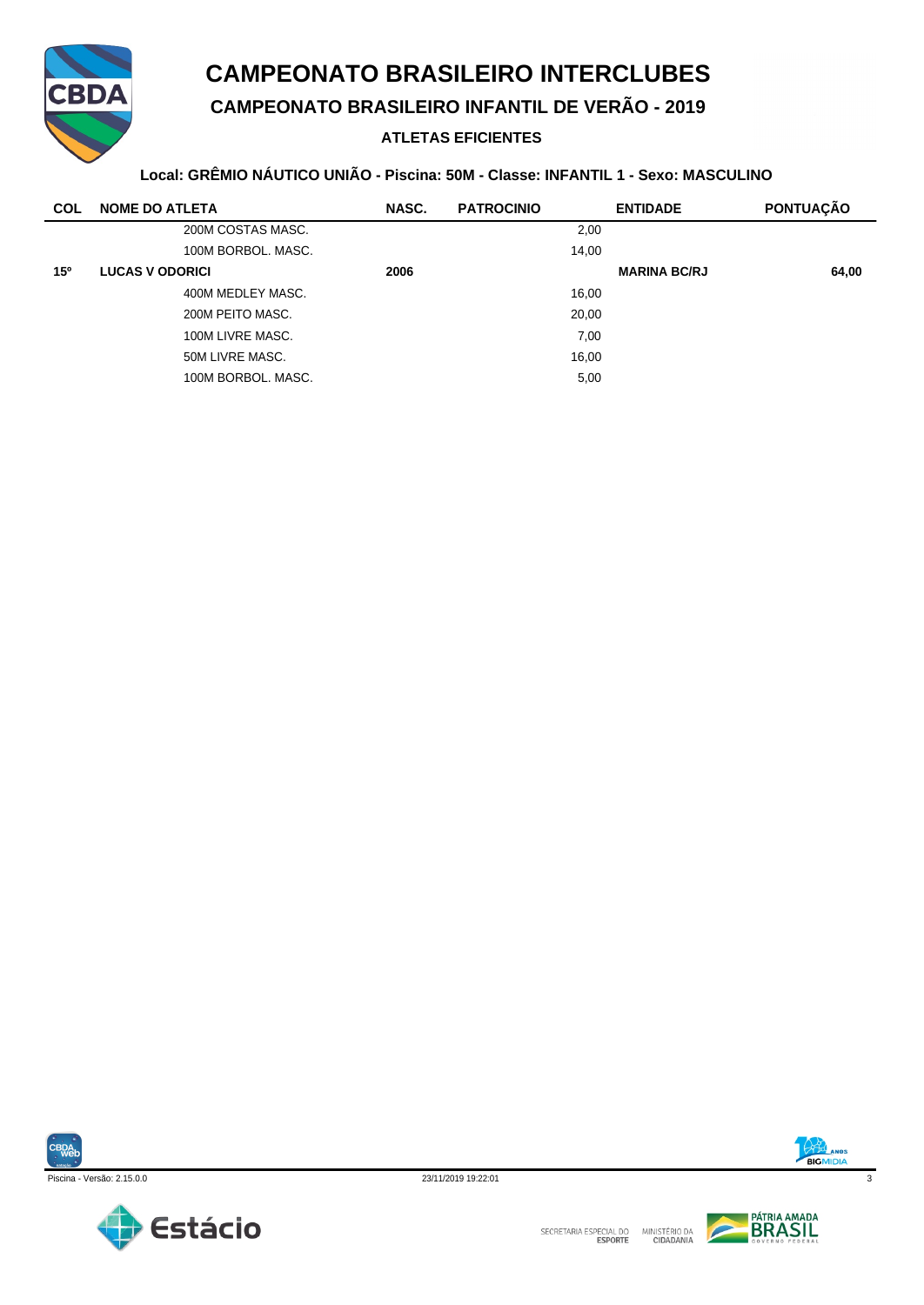# CAMPEONATO BRASILEIRO INTERCLUBES

## CAMPEONATO BRASILEIRO INFANTIL DE VERÃO - 2019

### ATLETAS EFICIENTES

**Local: GRÊMIO NÁUTICO UNIÃO - Piscina: 50M - Classe: INFANTIL 1 - Sexo: MASCULINO**

| COL | NOME DO ATLETA | NASC. | PATROCINIO | | ENTIDADE | PONTUAÇÃO |
|---|---|---|---|---|---|---|
| | 200M COSTAS MASC. | | | 2,00 | | |
| | 100M BORBOL. MASC. | | | 14,00 | | |
| **15º** | **LUCAS V ODORICI** | **2006** | | | **MARINA BC/RJ** | **64,00** |
| | 400M MEDLEY MASC. | | | 16,00 | | |
| | 200M PEITO MASC. | | | 20,00 | | |
| | 100M LIVRE MASC. | | | 7,00 | | |
| | 50M LIVRE MASC. | | | 16,00 | | |
| | 100M BORBOL. MASC. | | | 5,00 | | |

Piscina - Versão: 2.15.0.0

23/11/2019 19:22:01